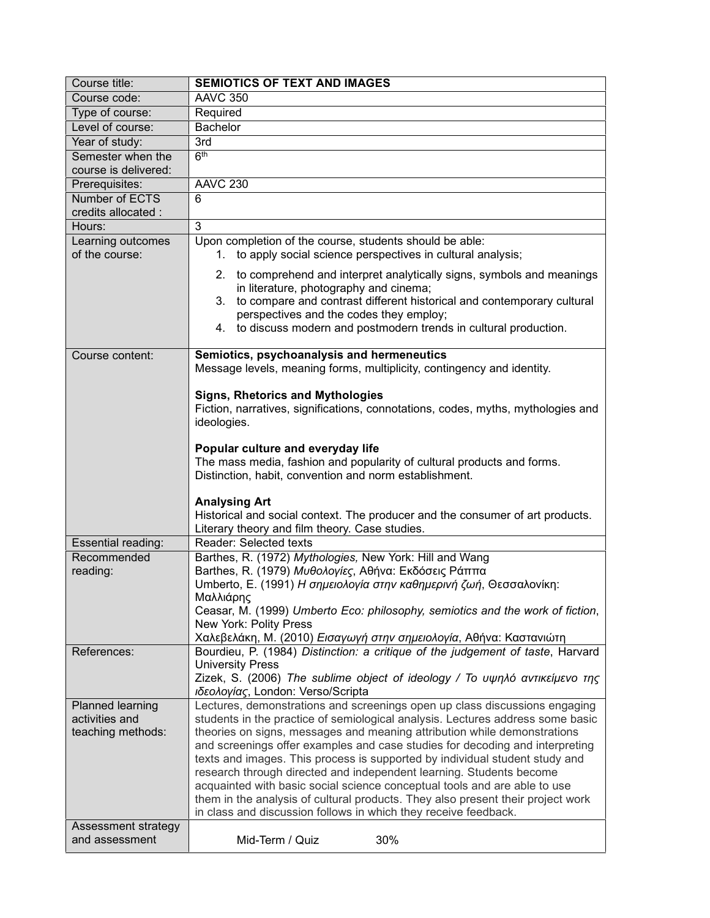| Course title: | **SEMIOTICS OF TEXT AND IMAGES** |
|---|---|
| Course code: | AAVC 350 |
| Type of course: | Required |
| Level of course: | Bachelor |
| Year of study: | 3rd |
| Semester when the course is delivered: | 6th |
| Prerequisites: | AAVC 230 |
| Number of ECTS credits allocated : | 6 |
| Hours: | 3 |
| Learning outcomes of the course: | Upon completion of the course, students should be able:<br>1. to apply social science perspectives in cultural analysis;<br>2. to comprehend and interpret analytically signs, symbols and meanings in literature, photography and cinema;<br>3. to compare and contrast different historical and contemporary cultural perspectives and the codes they employ;<br>4. to discuss modern and postmodern trends in cultural production. |
| Course content: | **Semiotics, psychoanalysis and hermeneutics**<br>Message levels, meaning forms, multiplicity, contingency and identity.<br><br>**Signs, Rhetorics and Mythologies**<br>Fiction, narratives, significations, connotations, codes, myths, mythologies and ideologies.<br><br>**Popular culture and everyday life**<br>The mass media, fashion and popularity of cultural products and forms. Distinction, habit, convention and norm establishment.<br><br>**Analysing Art**<br>Historical and social context. The producer and the consumer of art products. Literary theory and film theory. Case studies. |
| Essential reading: | Reader: Selected texts |
| Recommended reading: | Barthes, R. (1972) *Mythologies,* New York: Hill and Wang<br>Barthes, R. (1979) *Μυθολογίες*, Αθήνα: Εκδόσεις Ράππα<br>Umberto, E. (1991) *Η σημειολογία στην καθημερινή ζωή*, Θεσσαλονίκη: Μαλλιάρης<br>Ceasar, M. (1999) *Umberto Eco: philosophy, semiotics and the work of fiction*, New York: Polity Press<br>Χαλεβελάκη, Μ. (2010) *Εισαγωγή στην σημειολογία*, Αθήνα: Καστανιώτη |
| References: | Bourdieu, P. (1984) *Distinction: a critique of the judgement of taste*, Harvard University Press<br>Zizek, S. (2006) *The sublime object of ideology / Το υψηλό αντικείμενο της ιδεολογίας*, London: Verso/Scripta |
| Planned learning activities and teaching methods: | Lectures, demonstrations and screenings open up class discussions engaging students in the practice of semiological analysis. Lectures address some basic theories on signs, messages and meaning attribution while demonstrations and screenings offer examples and case studies for decoding and interpreting texts and images. This process is supported by individual student study and research through directed and independent learning. Students become acquainted with basic social science conceptual tools and are able to use them in the analysis of cultural products. They also present their project work in class and discussion follows in which they receive feedback. |
| Assessment strategy and assessment | Mid-Term / Quiz 30% |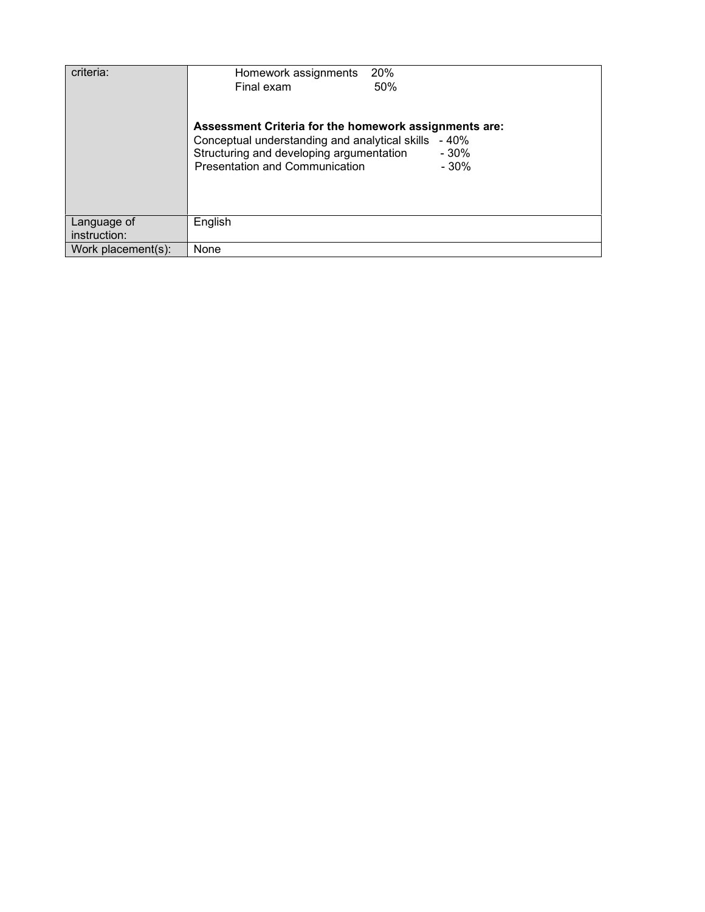| | |
|---|---|
| criteria: | Homework assignments 20%<br>Final exam 50%<br><br>**Assessment Criteria for the homework assignments are:**<br>Conceptual understanding and analytical skills - 40%<br>Structuring and developing argumentation - 30%<br>Presentation and Communication - 30% |
| Language of instruction: | English |
| Work placement(s): | None |